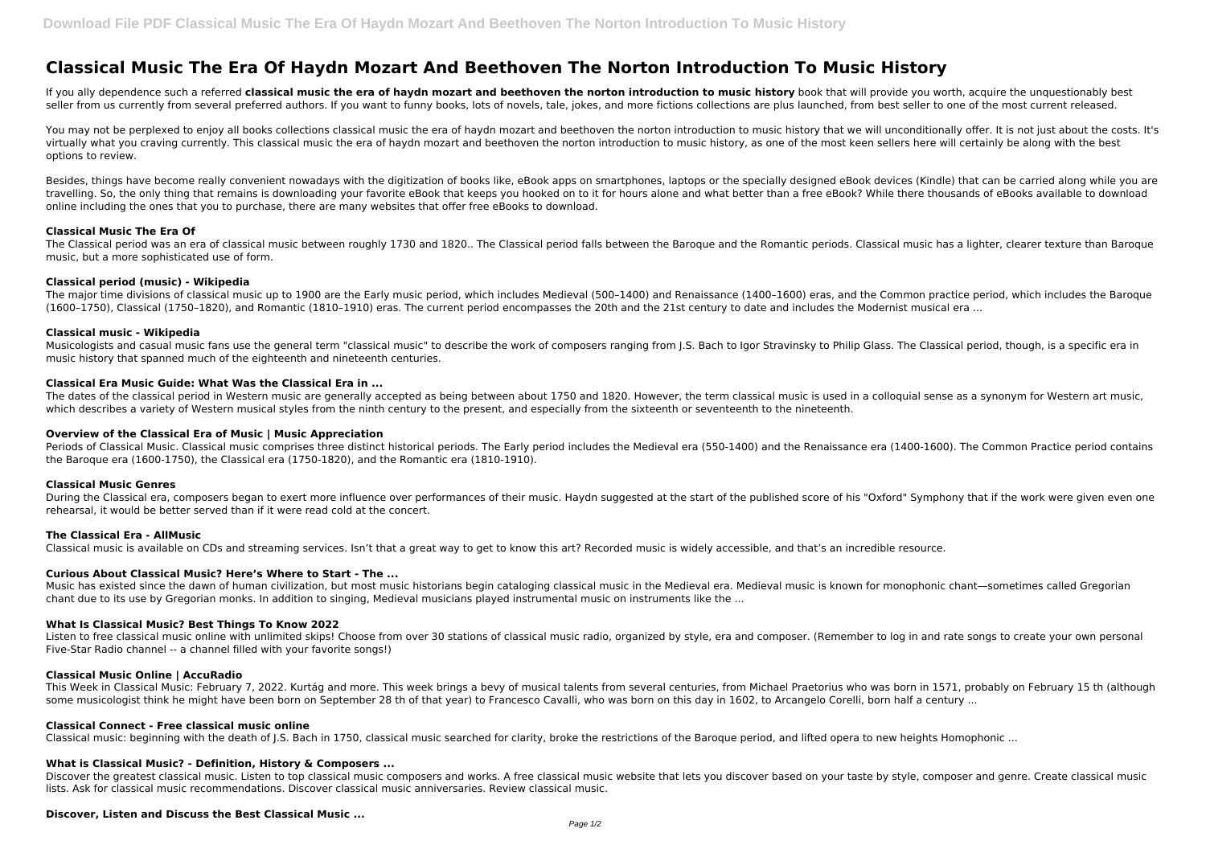# Classical Music The Era Of Haydn Mozart And Beethoven The Norton Introduction To Music History

If you ally dependence such a referred **classical music the era of haydn mozart and beethoven the norton introduction to music history** book that will provide you worth, acquire the unquestionably best seller from us currently from several preferred authors. If you want to funny books, lots of novels, tale, jokes, and more fictions collections are plus launched, from best seller to one of the most current released.

You may not be perplexed to enjoy all books collections classical music the era of haydn mozart and beethoven the norton introduction to music history that we will unconditionally offer. It is not just about the costs. It's virtually what you craving currently. This classical music the era of haydn mozart and beethoven the norton introduction to music history, as one of the most keen sellers here will certainly be along with the best options to review.

Besides, things have become really convenient nowadays with the digitization of books like, eBook apps on smartphones, laptops or the specially designed eBook devices (Kindle) that can be carried along while you are travelling. So, the only thing that remains is downloading your favorite eBook that keeps you hooked on to it for hours alone and what better than a free eBook? While there thousands of eBooks available to download online including the ones that you to purchase, there are many websites that offer free eBooks to download.

### Classical Music The Era Of

The Classical period was an era of classical music between roughly 1730 and 1820.. The Classical period falls between the Baroque and the Romantic periods. Classical music has a lighter, clearer texture than Baroque music, but a more sophisticated use of form.

### Classical period (music) - Wikipedia

The major time divisions of classical music up to 1900 are the Early music period, which includes Medieval (500–1400) and Renaissance (1400–1600) eras, and the Common practice period, which includes the Baroque (1600–1750), Classical (1750–1820), and Romantic (1810–1910) eras. The current period encompasses the 20th and the 21st century to date and includes the Modernist musical era ...

### Classical music - Wikipedia

Musicologists and casual music fans use the general term "classical music" to describe the work of composers ranging from J.S. Bach to Igor Stravinsky to Philip Glass. The Classical period, though, is a specific era in music history that spanned much of the eighteenth and nineteenth centuries.

### Classical Era Music Guide: What Was the Classical Era in ...

The dates of the classical period in Western music are generally accepted as being between about 1750 and 1820. However, the term classical music is used in a colloquial sense as a synonym for Western art music, which describes a variety of Western musical styles from the ninth century to the present, and especially from the sixteenth or seventeenth to the nineteenth.

### Overview of the Classical Era of Music | Music Appreciation

Periods of Classical Music. Classical music comprises three distinct historical periods. The Early period includes the Medieval era (550-1400) and the Renaissance era (1400-1600). The Common Practice period contains the Baroque era (1600-1750), the Classical era (1750-1820), and the Romantic era (1810-1910).

### Classical Music Genres

During the Classical era, composers began to exert more influence over performances of their music. Haydn suggested at the start of the published score of his "Oxford" Symphony that if the work were given even one rehearsal, it would be better served than if it were read cold at the concert.

### The Classical Era - AllMusic

Classical music is available on CDs and streaming services. Isn't that a great way to get to know this art? Recorded music is widely accessible, and that's an incredible resource.

### Curious About Classical Music? Here's Where to Start - The ...

Music has existed since the dawn of human civilization, but most music historians begin cataloging classical music in the Medieval era. Medieval music is known for monophonic chant—sometimes called Gregorian chant due to its use by Gregorian monks. In addition to singing, Medieval musicians played instrumental music on instruments like the ...

### What Is Classical Music? Best Things To Know 2022

Listen to free classical music online with unlimited skips! Choose from over 30 stations of classical music radio, organized by style, era and composer. (Remember to log in and rate songs to create your own personal Five-Star Radio channel -- a channel filled with your favorite songs!)

### Classical Music Online | AccuRadio

This Week in Classical Music: February 7, 2022. Kurtág and more. This week brings a bevy of musical talents from several centuries, from Michael Praetorius who was born in 1571, probably on February 15 th (although some musicologist think he might have been born on September 28 th of that year) to Francesco Cavalli, who was born on this day in 1602, to Arcangelo Corelli, born half a century ...

### Classical Connect - Free classical music online

Classical music: beginning with the death of J.S. Bach in 1750, classical music searched for clarity, broke the restrictions of the Baroque period, and lifted opera to new heights Homophonic ...

### What is Classical Music? - Definition, History & Composers ...

Discover the greatest classical music. Listen to top classical music composers and works. A free classical music website that lets you discover based on your taste by style, composer and genre. Create classical music lists. Ask for classical music recommendations. Discover classical music anniversaries. Review classical music.

### Discover, Listen and Discuss the Best Classical Music ...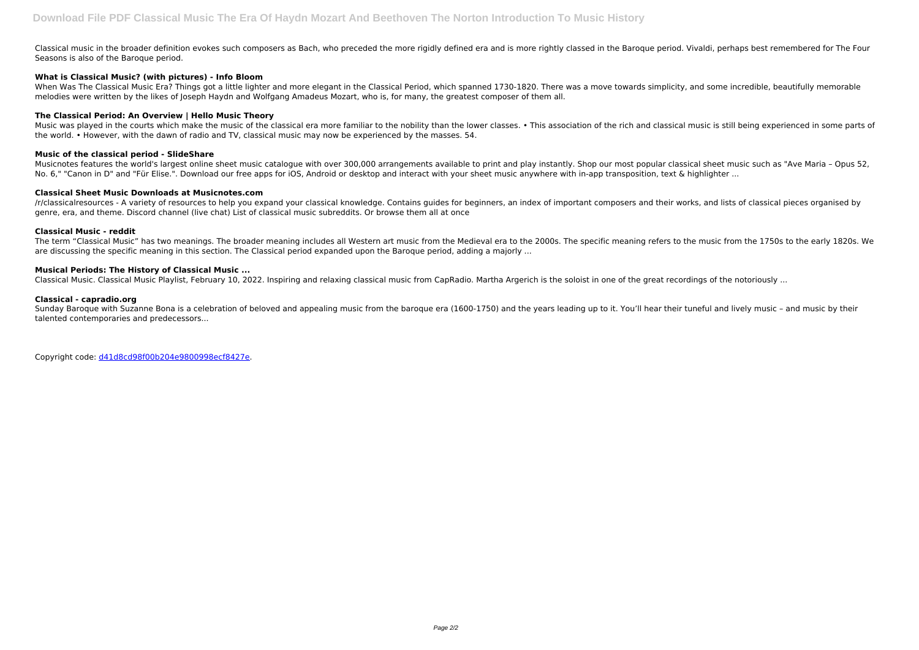Classical music in the broader definition evokes such composers as Bach, who preceded the more rigidly defined era and is more rightly classed in the Baroque period. Vivaldi, perhaps best remembered for The Four Seasons is also of the Baroque period.

**What is Classical Music? (with pictures) - Info Bloom**

When Was The Classical Music Era? Things got a little lighter and more elegant in the Classical Period, which spanned 1730-1820. There was a move towards simplicity, and some incredible, beautifully memorable melodies were written by the likes of Joseph Haydn and Wolfgang Amadeus Mozart, who is, for many, the greatest composer of them all.

**The Classical Period: An Overview | Hello Music Theory**

Music was played in the courts which make the music of the classical era more familiar to the nobility than the lower classes. • This association of the rich and classical music is still being experienced in some parts of the world. • However, with the dawn of radio and TV, classical music may now be experienced by the masses. 54.

**Music of the classical period - SlideShare**

Musicnotes features the world's largest online sheet music catalogue with over 300,000 arrangements available to print and play instantly. Shop our most popular classical sheet music such as "Ave Maria – Opus 52, No. 6," "Canon in D" and "Für Elise.". Download our free apps for iOS, Android or desktop and interact with your sheet music anywhere with in-app transposition, text & highlighter ...

**Classical Sheet Music Downloads at Musicnotes.com**

/r/classicalresources - A variety of resources to help you expand your classical knowledge. Contains guides for beginners, an index of important composers and their works, and lists of classical pieces organised by genre, era, and theme. Discord channel (live chat) List of classical music subreddits. Or browse them all at once

**Classical Music - reddit**

The term "Classical Music" has two meanings. The broader meaning includes all Western art music from the Medieval era to the 2000s. The specific meaning refers to the music from the 1750s to the early 1820s. We are discussing the specific meaning in this section. The Classical period expanded upon the Baroque period, adding a majorly ...

**Musical Periods: The History of Classical Music ...**

Classical Music. Classical Music Playlist, February 10, 2022. Inspiring and relaxing classical music from CapRadio. Martha Argerich is the soloist in one of the great recordings of the notoriously ...

**Classical - capradio.org**

Sunday Baroque with Suzanne Bona is a celebration of beloved and appealing music from the baroque era (1600-1750) and the years leading up to it. You'll hear their tuneful and lively music – and music by their talented contemporaries and predecessors...

Copyright code: d41d8cd98f00b204e9800998ecf8427e.